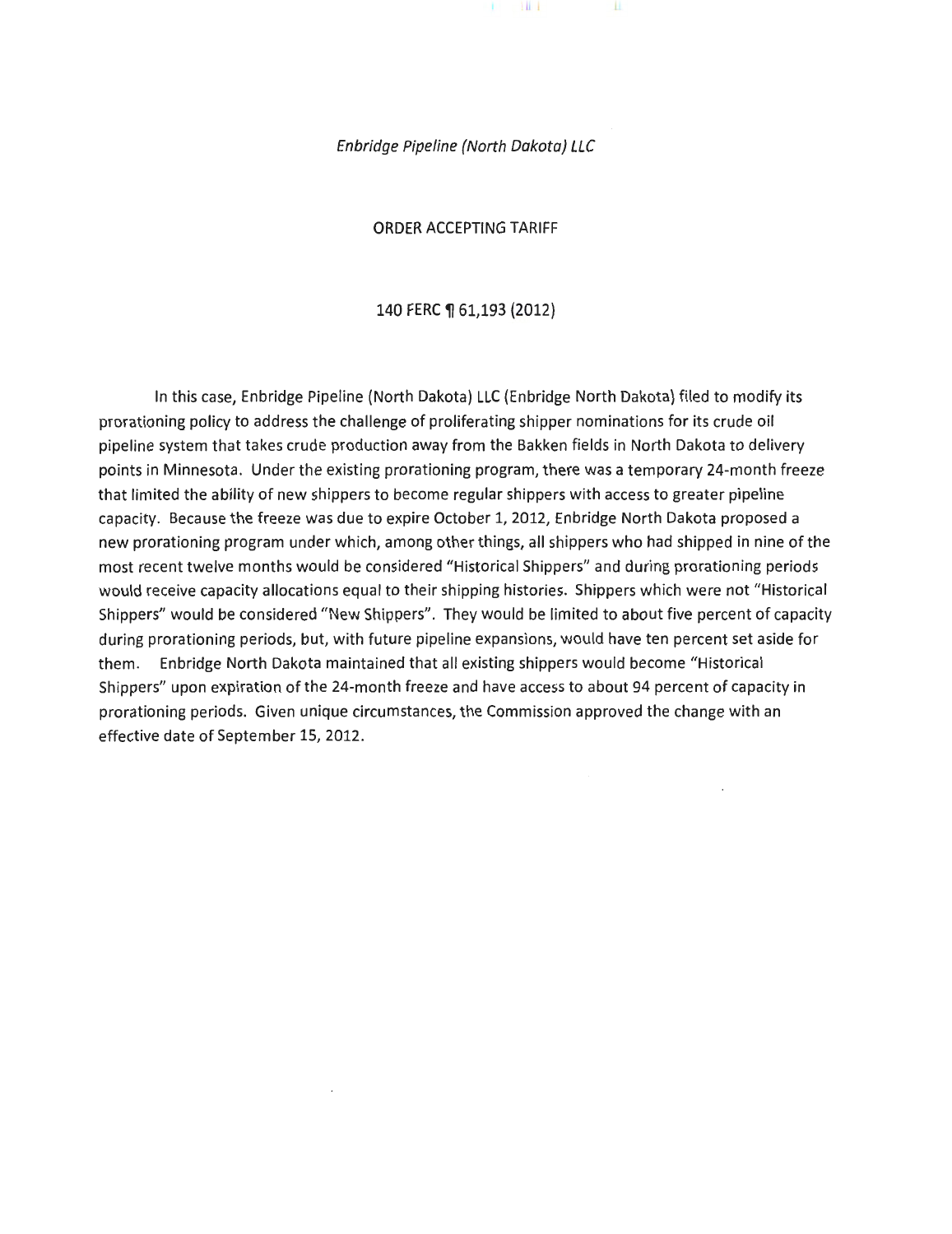*Enbridge Pipeline (North Dakota) LLC*

ORDER ACCEPTING TARIFF

140 FERC ¶ 61,193 (2012)

In this case, Enbridge Pipeline (North Dakota) LLC (Enbridge North Dakota) filed to modify its prorationing policy to address the challenge of proliferating shipper nominations for its crude oil pipeline system that takes crude production away from the Bakken fields in North Dakota to delivery points in Minnesota. Under the existing prorationing program, there was a temporary 24-month freeze that limited the ability of new shippers to become regular shippers with access to greater pipeline capacity. Because the freeze was due to expire October 1, 2012, Enbridge North Dakota proposed a new prorationing program under which, among other things, all shippers who had shipped in nine of the most recent twelve months would be considered "Historical Shippers" and during prorationing periods would receive capacity allocations equal to their shipping histories. Shippers which were not "Historical Shippers" would be considered "New Shippers". They would be limited to about five percent of capacity during prorationing periods, but, with future pipeline expansions, would have ten percent set aside for them. Enbridge North Dakota maintained that all existing shippers would become "Historical Shippers" upon expiration of the 24-month freeze and have access to about 94 percent of capacity in prorationing periods. Given unique circumstances, the Commission approved the change with an effective date of September 15, 2012.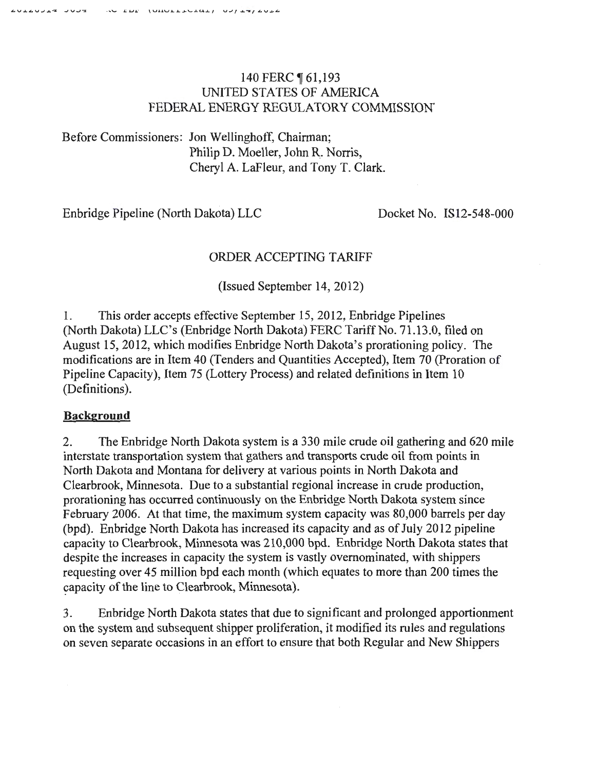140 FERC ¶ 61,193
UNITED STATES OF AMERICA
FEDERAL ENERGY REGULATORY COMMISSION

Before Commissioners: Jon Wellinghoff, Chairman;
Philip D. Moeller, John R. Norris,
Cheryl A. LaFleur, and Tony T. Clark.

Enbridge Pipeline (North Dakota) LLC Docket No. IS12-548-000

ORDER ACCEPTING TARIFF

(Issued September 14, 2012)

1. This order accepts effective September 15, 2012, Enbridge Pipelines (North Dakota) LLC's (Enbridge North Dakota) FERC Tariff No. 71.13.0, filed on August 15, 2012, which modifies Enbridge North Dakota's prorationing policy. The modifications are in Item 40 (Tenders and Quantities Accepted), Item 70 (Proration of Pipeline Capacity), Item 75 (Lottery Process) and related definitions in Item 10 (Definitions).

**Background**

2. The Enbridge North Dakota system is a 330 mile crude oil gathering and 620 mile interstate transportation system that gathers and transports crude oil from points in North Dakota and Montana for delivery at various points in North Dakota and Clearbrook, Minnesota. Due to a substantial regional increase in crude production, prorationing has occurred continuously on the Enbridge North Dakota system since February 2006. At that time, the maximum system capacity was 80,000 barrels per day (bpd). Enbridge North Dakota has increased its capacity and as of July 2012 pipeline capacity to Clearbrook, Minnesota was 210,000 bpd. Enbridge North Dakota states that despite the increases in capacity the system is vastly overnominated, with shippers requesting over 45 million bpd each month (which equates to more than 200 times the capacity of the line to Clearbrook, Minnesota).

3. Enbridge North Dakota states that due to significant and prolonged apportionment on the system and subsequent shipper proliferation, it modified its rules and regulations on seven separate occasions in an effort to ensure that both Regular and New Shippers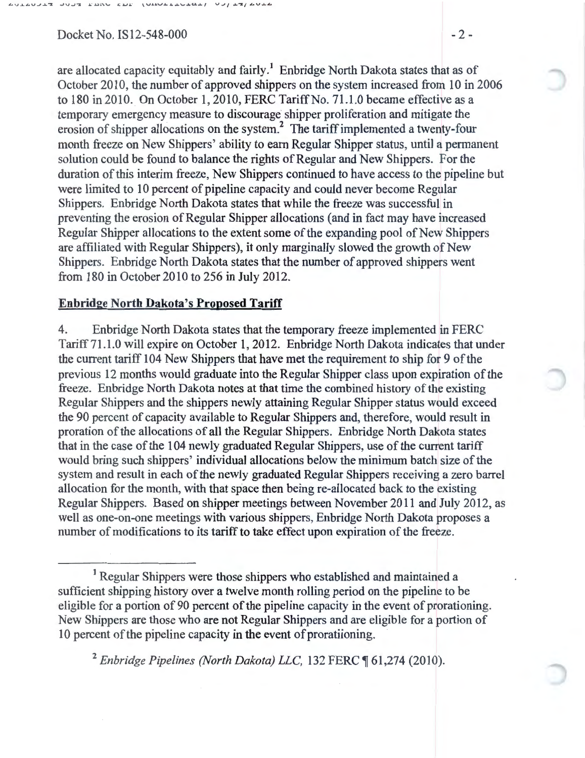are allocated capacity equitably and fairly.[1] Enbridge North Dakota states that as of October 2010, the number of approved shippers on the system increased from 10 in 2006 to 180 in 2010. On October 1, 2010, FERC Tariff No. 71.1.0 became effective as a temporary emergency measure to discourage shipper proliferation and mitigate the erosion of shipper allocations on the system.[2] The tariff implemented a twenty-four month freeze on New Shippers' ability to earn Regular Shipper status, until a permanent solution could be found to balance the rights of Regular and New Shippers. For the duration of this interim freeze, New Shippers continued to have access to the pipeline but were limited to 10 percent of pipeline capacity and could never become Regular Shippers. Enbridge North Dakota states that while the freeze was successful in preventing the erosion of Regular Shipper allocations (and in fact may have increased Regular Shipper allocations to the extent some of the expanding pool of New Shippers are affiliated with Regular Shippers), it only marginally slowed the growth of New Shippers. Enbridge North Dakota states that the number of approved shippers went from 180 in October 2010 to 256 in July 2012.

**Enbridge North Dakota's Proposed Tariff**

4. Enbridge North Dakota states that the temporary freeze implemented in FERC Tariff 71.1.0 will expire on October 1, 2012. Enbridge North Dakota indicates that under the current tariff 104 New Shippers that have met the requirement to ship for 9 of the previous 12 months would graduate into the Regular Shipper class upon expiration of the freeze. Enbridge North Dakota notes at that time the combined history of the existing Regular Shippers and the shippers newly attaining Regular Shipper status would exceed the 90 percent of capacity available to Regular Shippers and, therefore, would result in proration of the allocations of all the Regular Shippers. Enbridge North Dakota states that in the case of the 104 newly graduated Regular Shippers, use of the current tariff would bring such shippers' individual allocations below the minimum batch size of the system and result in each of the newly graduated Regular Shippers receiving a zero barrel allocation for the month, with that space then being re-allocated back to the existing Regular Shippers. Based on shipper meetings between November 2011 and July 2012, as well as one-on-one meetings with various shippers, Enbridge North Dakota proposes a number of modifications to its tariff to take effect upon expiration of the freeze.

[1] Regular Shippers were those shippers who established and maintained a sufficient shipping history over a twelve month rolling period on the pipeline to be eligible for a portion of 90 percent of the pipeline capacity in the event of prorationing. New Shippers are those who are not Regular Shippers and are eligible for a portion of 10 percent of the pipeline capacity in the event of proratiioning.

[2] *Enbridge Pipelines (North Dakota) LLC,* 132 FERC ¶ 61,274 (2010).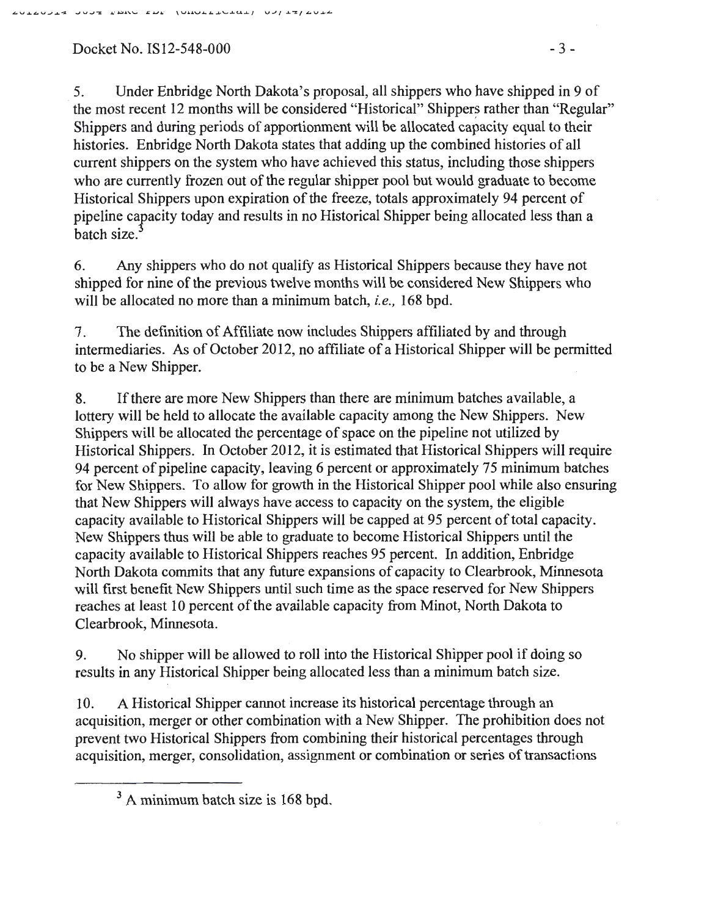5. Under Enbridge North Dakota's proposal, all shippers who have shipped in 9 of the most recent 12 months will be considered "Historical" Shippers rather than "Regular" Shippers and during periods of apportionment will be allocated capacity equal to their histories. Enbridge North Dakota states that adding up the combined histories of all current shippers on the system who have achieved this status, including those shippers who are currently frozen out of the regular shipper pool but would graduate to become Historical Shippers upon expiration of the freeze, totals approximately 94 percent of pipeline capacity today and results in no Historical Shipper being allocated less than a batch size.[3]

6. Any shippers who do not qualify as Historical Shippers because they have not shipped for nine of the previous twelve months will be considered New Shippers who will be allocated no more than a minimum batch, *i.e.,* 168 bpd.

7. The definition of Affiliate now includes Shippers affiliated by and through intermediaries. As of October 2012, no affiliate of a Historical Shipper will be permitted to be a New Shipper.

8. If there are more New Shippers than there are minimum batches available, a lottery will be held to allocate the available capacity among the New Shippers. New Shippers will be allocated the percentage of space on the pipeline not utilized by Historical Shippers. In October 2012, it is estimated that Historical Shippers will require 94 percent of pipeline capacity, leaving 6 percent or approximately 75 minimum batches for New Shippers. To allow for growth in the Historical Shipper pool while also ensuring that New Shippers will always have access to capacity on the system, the eligible capacity available to Historical Shippers will be capped at 95 percent of total capacity. New Shippers thus will be able to graduate to become Historical Shippers until the capacity available to Historical Shippers reaches 95 percent. In addition, Enbridge North Dakota commits that any future expansions of capacity to Clearbrook, Minnesota will first benefit New Shippers until such time as the space reserved for New Shippers reaches at least 10 percent of the available capacity from Minot, North Dakota to Clearbrook, Minnesota.

9. No shipper will be allowed to roll into the Historical Shipper pool if doing so results in any Historical Shipper being allocated less than a minimum batch size.

10. A Historical Shipper cannot increase its historical percentage through an acquisition, merger or other combination with a New Shipper. The prohibition does not prevent two Historical Shippers from combining their historical percentages through acquisition, merger, consolidation, assignment or combination or series of transactions

---

[3] A minimum batch size is 168 bpd.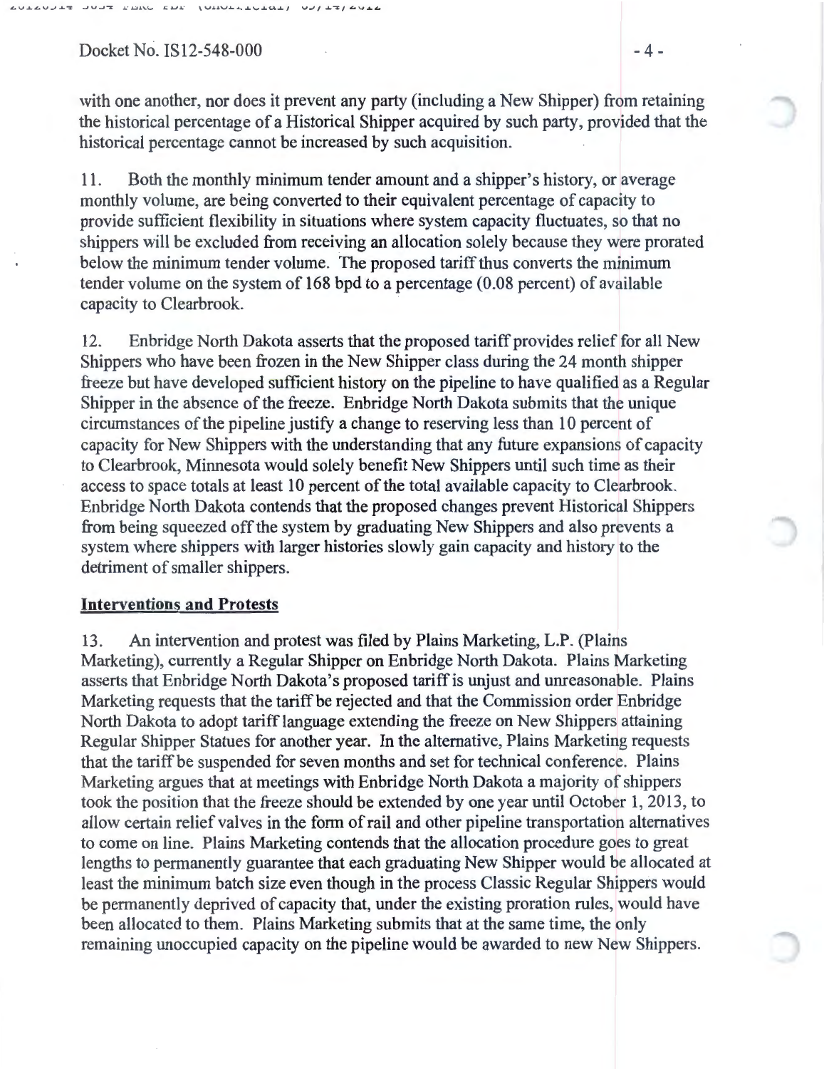with one another, nor does it prevent any party (including a New Shipper) from retaining the historical percentage of a Historical Shipper acquired by such party, provided that the historical percentage cannot be increased by such acquisition.

11. Both the monthly minimum tender amount and a shipper's history, or average monthly volume, are being converted to their equivalent percentage of capacity to provide sufficient flexibility in situations where system capacity fluctuates, so that no shippers will be excluded from receiving an allocation solely because they were prorated below the minimum tender volume. The proposed tariff thus converts the minimum tender volume on the system of 168 bpd to a percentage (0.08 percent) of available capacity to Clearbrook.

12. Enbridge North Dakota asserts that the proposed tariff provides relief for all New Shippers who have been frozen in the New Shipper class during the 24 month shipper freeze but have developed sufficient history on the pipeline to have qualified as a Regular Shipper in the absence of the freeze. Enbridge North Dakota submits that the unique circumstances of the pipeline justify a change to reserving less than 10 percent of capacity for New Shippers with the understanding that any future expansions of capacity to Clearbrook, Minnesota would solely benefit New Shippers until such time as their access to space totals at least 10 percent of the total available capacity to Clearbrook. Enbridge North Dakota contends that the proposed changes prevent Historical Shippers from being squeezed off the system by graduating New Shippers and also prevents a system where shippers with larger histories slowly gain capacity and history to the detriment of smaller shippers.

## Interventions and Protests

13. An intervention and protest was filed by Plains Marketing, L.P. (Plains Marketing), currently a Regular Shipper on Enbridge North Dakota. Plains Marketing asserts that Enbridge North Dakota's proposed tariff is unjust and unreasonable. Plains Marketing requests that the tariff be rejected and that the Commission order Enbridge North Dakota to adopt tariff language extending the freeze on New Shippers attaining Regular Shipper Statues for another year. In the alternative, Plains Marketing requests that the tariff be suspended for seven months and set for technical conference. Plains Marketing argues that at meetings with Enbridge North Dakota a majority of shippers took the position that the freeze should be extended by one year until October 1, 2013, to allow certain relief valves in the form of rail and other pipeline transportation alternatives to come on line. Plains Marketing contends that the allocation procedure goes to great lengths to permanently guarantee that each graduating New Shipper would be allocated at least the minimum batch size even though in the process Classic Regular Shippers would be permanently deprived of capacity that, under the existing proration rules, would have been allocated to them. Plains Marketing submits that at the same time, the only remaining unoccupied capacity on the pipeline would be awarded to new New Shippers.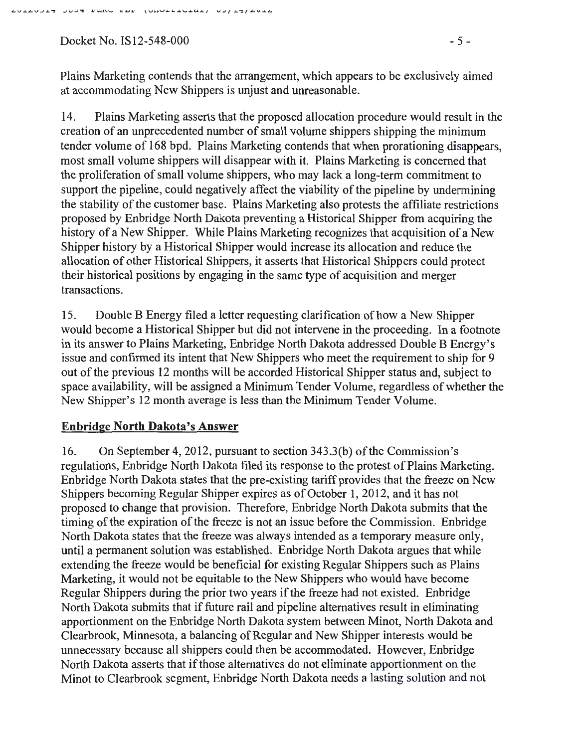Plains Marketing contends that the arrangement, which appears to be exclusively aimed at accommodating New Shippers is unjust and unreasonable.

14. Plains Marketing asserts that the proposed allocation procedure would result in the creation of an unprecedented number of small volume shippers shipping the minimum tender volume of 168 bpd. Plains Marketing contends that when prorationing disappears, most small volume shippers will disappear with it. Plains Marketing is concerned that the proliferation of small volume shippers, who may lack a long-term commitment to support the pipeline, could negatively affect the viability of the pipeline by undermining the stability of the customer base. Plains Marketing also protests the affiliate restrictions proposed by Enbridge North Dakota preventing a Historical Shipper from acquiring the history of a New Shipper. While Plains Marketing recognizes that acquisition of a New Shipper history by a Historical Shipper would increase its allocation and reduce the allocation of other Historical Shippers, it asserts that Historical Shippers could protect their historical positions by engaging in the same type of acquisition and merger transactions.

15. Double B Energy filed a letter requesting clarification of how a New Shipper would become a Historical Shipper but did not intervene in the proceeding. In a footnote in its answer to Plains Marketing, Enbridge North Dakota addressed Double B Energy's issue and confirmed its intent that New Shippers who meet the requirement to ship for 9 out of the previous 12 months will be accorded Historical Shipper status and, subject to space availability, will be assigned a Minimum Tender Volume, regardless of whether the New Shipper's 12 month average is less than the Minimum Tender Volume.

## Enbridge North Dakota's Answer

16. On September 4, 2012, pursuant to section 343.3(b) of the Commission's regulations, Enbridge North Dakota filed its response to the protest of Plains Marketing. Enbridge North Dakota states that the pre-existing tariff provides that the freeze on New Shippers becoming Regular Shipper expires as of October 1, 2012, and it has not proposed to change that provision. Therefore, Enbridge North Dakota submits that the timing of the expiration of the freeze is not an issue before the Commission. Enbridge North Dakota states that the freeze was always intended as a temporary measure only, until a permanent solution was established. Enbridge North Dakota argues that while extending the freeze would be beneficial for existing Regular Shippers such as Plains Marketing, it would not be equitable to the New Shippers who would have become Regular Shippers during the prior two years if the freeze had not existed. Enbridge North Dakota submits that if future rail and pipeline alternatives result in eliminating apportionment on the Enbridge North Dakota system between Minot, North Dakota and Clearbrook, Minnesota, a balancing of Regular and New Shipper interests would be unnecessary because all shippers could then be accommodated. However, Enbridge North Dakota asserts that if those alternatives do not eliminate apportionment on the Minot to Clearbrook segment, Enbridge North Dakota needs a lasting solution and not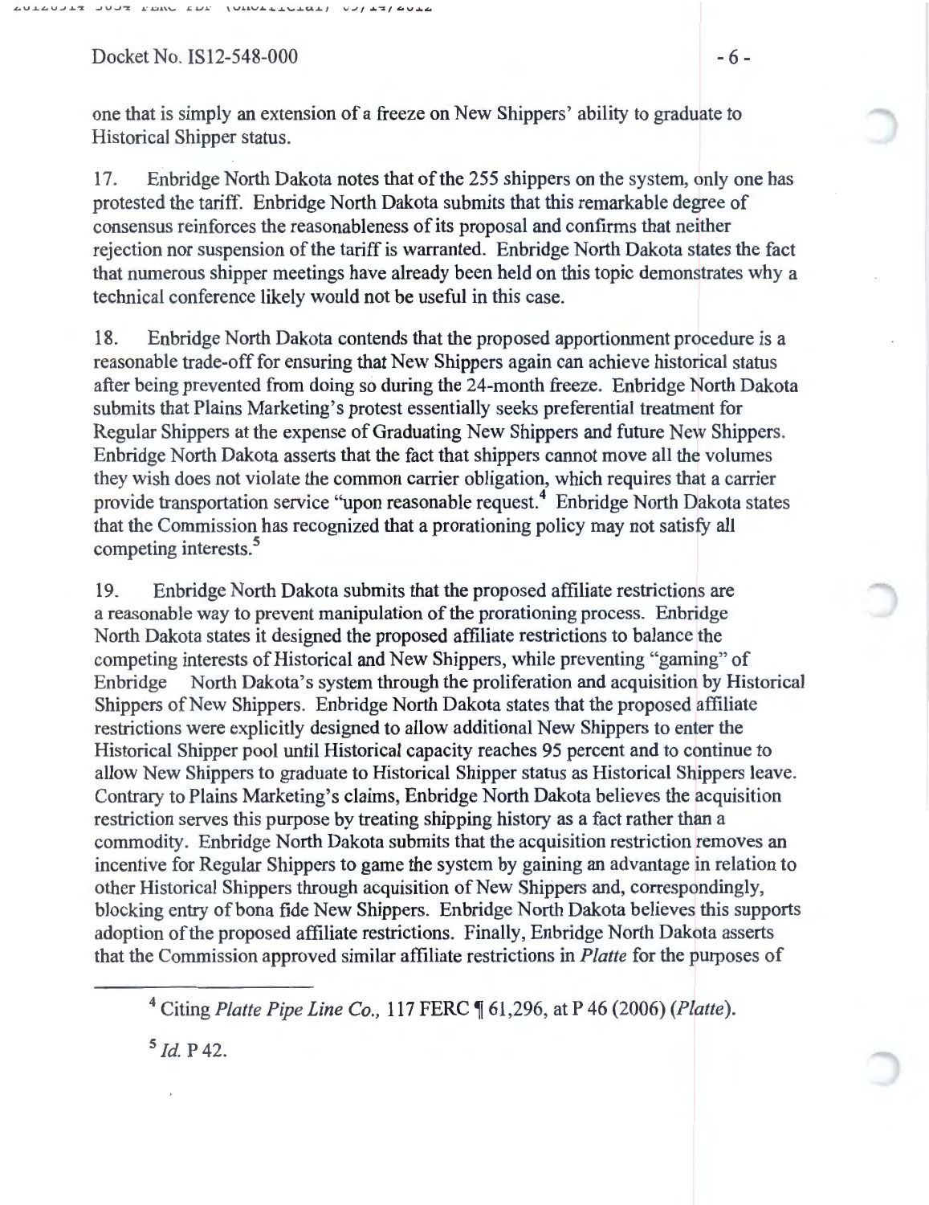one that is simply an extension of a freeze on New Shippers' ability to graduate to Historical Shipper status.

17. Enbridge North Dakota notes that of the 255 shippers on the system, only one has protested the tariff. Enbridge North Dakota submits that this remarkable degree of consensus reinforces the reasonableness of its proposal and confirms that neither rejection nor suspension of the tariff is warranted. Enbridge North Dakota states the fact that numerous shipper meetings have already been held on this topic demonstrates why a technical conference likely would not be useful in this case.

18. Enbridge North Dakota contends that the proposed apportionment procedure is a reasonable trade-off for ensuring that New Shippers again can achieve historical status after being prevented from doing so during the 24-month freeze. Enbridge North Dakota submits that Plains Marketing's protest essentially seeks preferential treatment for Regular Shippers at the expense of Graduating New Shippers and future New Shippers. Enbridge North Dakota asserts that the fact that shippers cannot move all the volumes they wish does not violate the common carrier obligation, which requires that a carrier provide transportation service "upon reasonable request.[4] Enbridge North Dakota states that the Commission has recognized that a prorationing policy may not satisfy all competing interests.[5]

19. Enbridge North Dakota submits that the proposed affiliate restrictions are a reasonable way to prevent manipulation of the prorationing process. Enbridge North Dakota states it designed the proposed affiliate restrictions to balance the competing interests of Historical and New Shippers, while preventing "gaming" of Enbridge North Dakota's system through the proliferation and acquisition by Historical Shippers of New Shippers. Enbridge North Dakota states that the proposed affiliate restrictions were explicitly designed to allow additional New Shippers to enter the Historical Shipper pool until Historical capacity reaches 95 percent and to continue to allow New Shippers to graduate to Historical Shipper status as Historical Shippers leave. Contrary to Plains Marketing's claims, Enbridge North Dakota believes the acquisition restriction serves this purpose by treating shipping history as a fact rather than a commodity. Enbridge North Dakota submits that the acquisition restriction removes an incentive for Regular Shippers to game the system by gaining an advantage in relation to other Historical Shippers through acquisition of New Shippers and, correspondingly, blocking entry of bona fide New Shippers. Enbridge North Dakota believes this supports adoption of the proposed affiliate restrictions. Finally, Enbridge North Dakota asserts that the Commission approved similar affiliate restrictions in *Platte* for the purposes of

---

[4] Citing *Platte Pipe Line Co.*, 117 FERC ¶ 61,296, at P 46 (2006) (*Platte*).

[5] *Id.* P 42.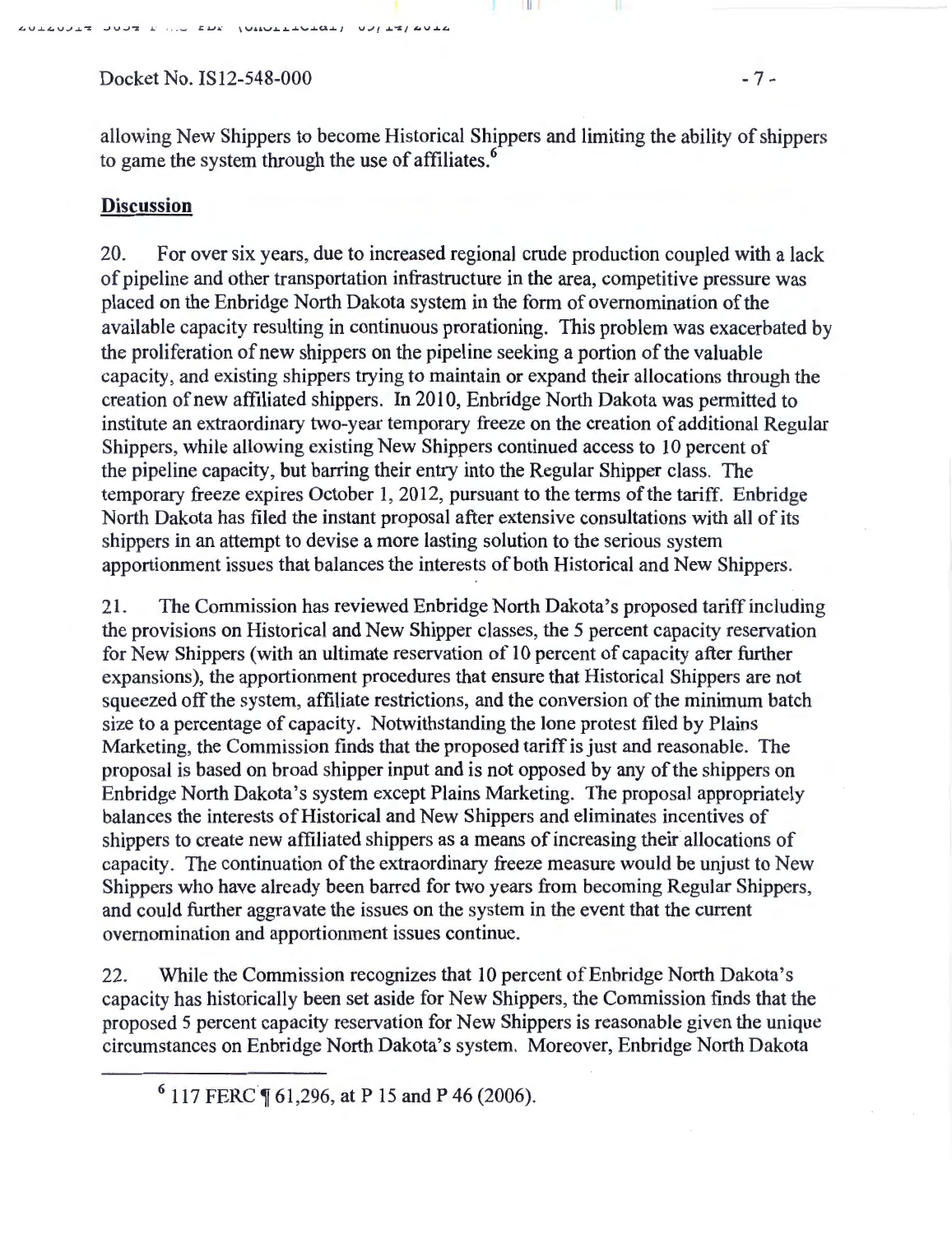allowing New Shippers to become Historical Shippers and limiting the ability of shippers to game the system through the use of affiliates.[6]

## Discussion

20. For over six years, due to increased regional crude production coupled with a lack of pipeline and other transportation infrastructure in the area, competitive pressure was placed on the Enbridge North Dakota system in the form of overnomination of the available capacity resulting in continuous prorationing. This problem was exacerbated by the proliferation of new shippers on the pipeline seeking a portion of the valuable capacity, and existing shippers trying to maintain or expand their allocations through the creation of new affiliated shippers. In 2010, Enbridge North Dakota was permitted to institute an extraordinary two-year temporary freeze on the creation of additional Regular Shippers, while allowing existing New Shippers continued access to 10 percent of the pipeline capacity, but barring their entry into the Regular Shipper class. The temporary freeze expires October 1, 2012, pursuant to the terms of the tariff. Enbridge North Dakota has filed the instant proposal after extensive consultations with all of its shippers in an attempt to devise a more lasting solution to the serious system apportionment issues that balances the interests of both Historical and New Shippers.

21. The Commission has reviewed Enbridge North Dakota's proposed tariff including the provisions on Historical and New Shipper classes, the 5 percent capacity reservation for New Shippers (with an ultimate reservation of 10 percent of capacity after further expansions), the apportionment procedures that ensure that Historical Shippers are not squeezed off the system, affiliate restrictions, and the conversion of the minimum batch size to a percentage of capacity. Notwithstanding the lone protest filed by Plains Marketing, the Commission finds that the proposed tariff is just and reasonable. The proposal is based on broad shipper input and is not opposed by any of the shippers on Enbridge North Dakota's system except Plains Marketing. The proposal appropriately balances the interests of Historical and New Shippers and eliminates incentives of shippers to create new affiliated shippers as a means of increasing their allocations of capacity. The continuation of the extraordinary freeze measure would be unjust to New Shippers who have already been barred for two years from becoming Regular Shippers, and could further aggravate the issues on the system in the event that the current overnomination and apportionment issues continue.

22. While the Commission recognizes that 10 percent of Enbridge North Dakota's capacity has historically been set aside for New Shippers, the Commission finds that the proposed 5 percent capacity reservation for New Shippers is reasonable given the unique circumstances on Enbridge North Dakota's system. Moreover, Enbridge North Dakota

---

[6] 117 FERC ¶ 61,296, at P 15 and P 46 (2006).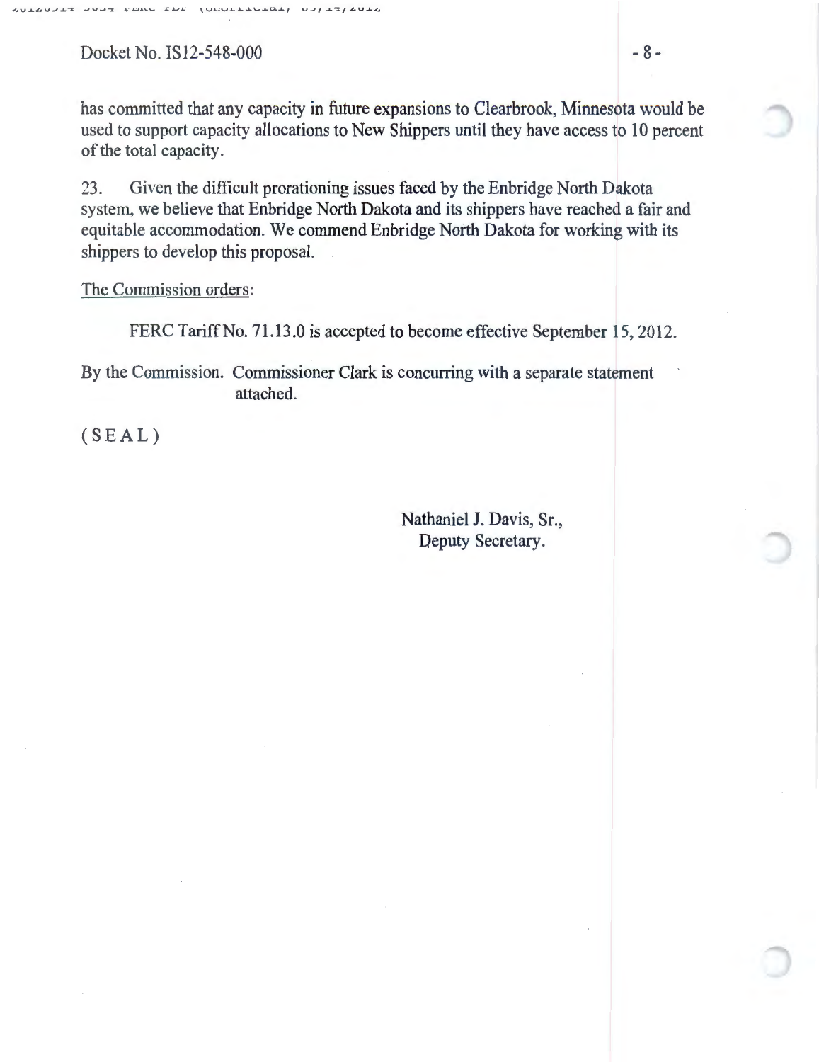has committed that any capacity in future expansions to Clearbrook, Minnesota would be used to support capacity allocations to New Shippers until they have access to 10 percent of the total capacity.

23. Given the difficult prorationing issues faced by the Enbridge North Dakota system, we believe that Enbridge North Dakota and its shippers have reached a fair and equitable accommodation. We commend Enbridge North Dakota for working with its shippers to develop this proposal.

The Commission orders:

FERC Tariff No. 71.13.0 is accepted to become effective September 15, 2012.

By the Commission. Commissioner Clark is concurring with a separate statement attached.

( S E A L )

Nathaniel J. Davis, Sr.,
Deputy Secretary.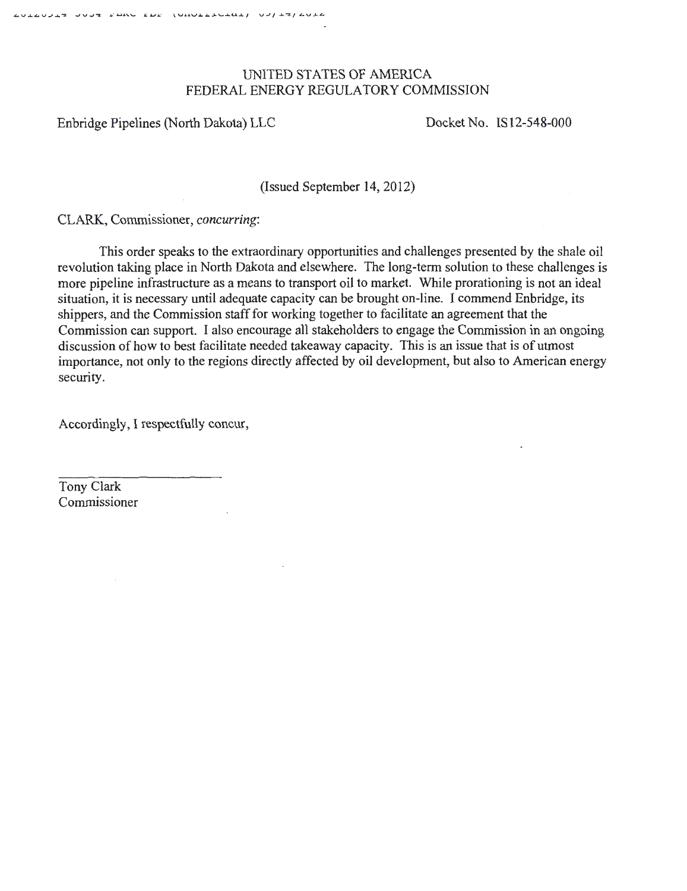UNITED STATES OF AMERICA
FEDERAL ENERGY REGULATORY COMMISSION

Enbridge Pipelines (North Dakota) LLC Docket No. IS12-548-000

(Issued September 14, 2012)

CLARK, Commissioner, *concurring*:

This order speaks to the extraordinary opportunities and challenges presented by the shale oil revolution taking place in North Dakota and elsewhere. The long-term solution to these challenges is more pipeline infrastructure as a means to transport oil to market. While prorationing is not an ideal situation, it is necessary until adequate capacity can be brought on-line. I commend Enbridge, its shippers, and the Commission staff for working together to facilitate an agreement that the Commission can support. I also encourage all stakeholders to engage the Commission in an ongoing discussion of how to best facilitate needed takeaway capacity. This is an issue that is of utmost importance, not only to the regions directly affected by oil development, but also to American energy security.

Accordingly, I respectfully concur,

______________________
Tony Clark
Commissioner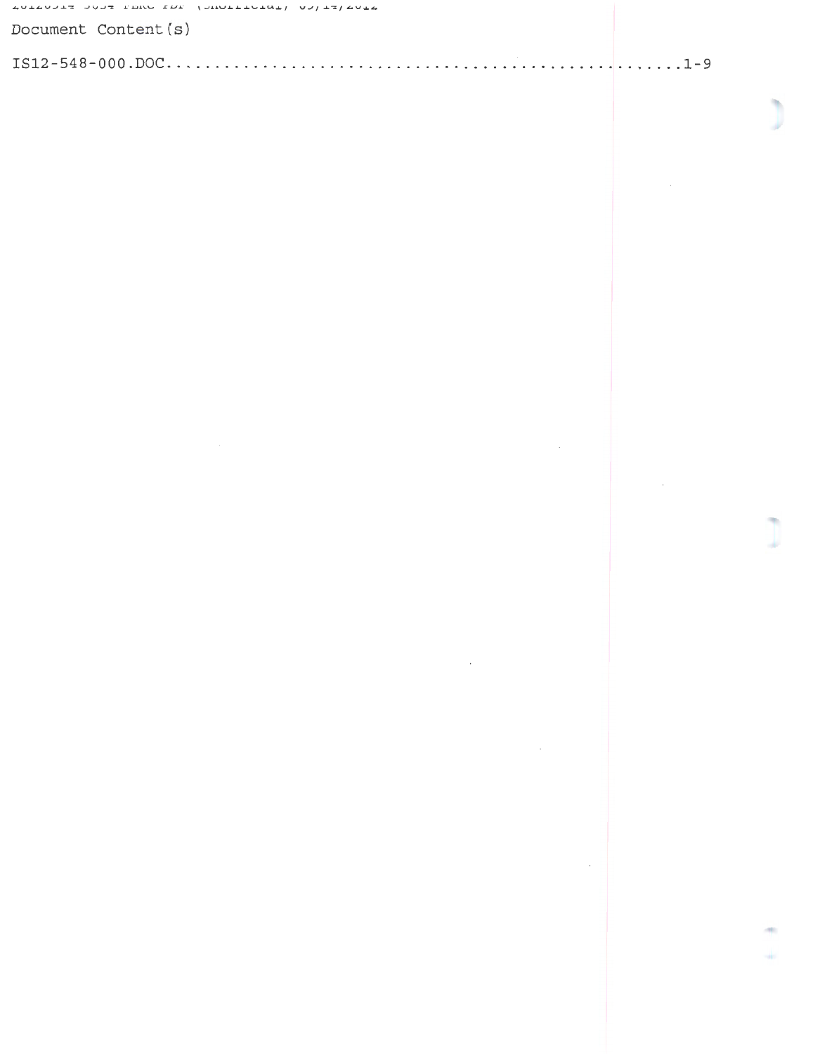Document Content(s)

IS12-548-000.DOC..........................................................1-9